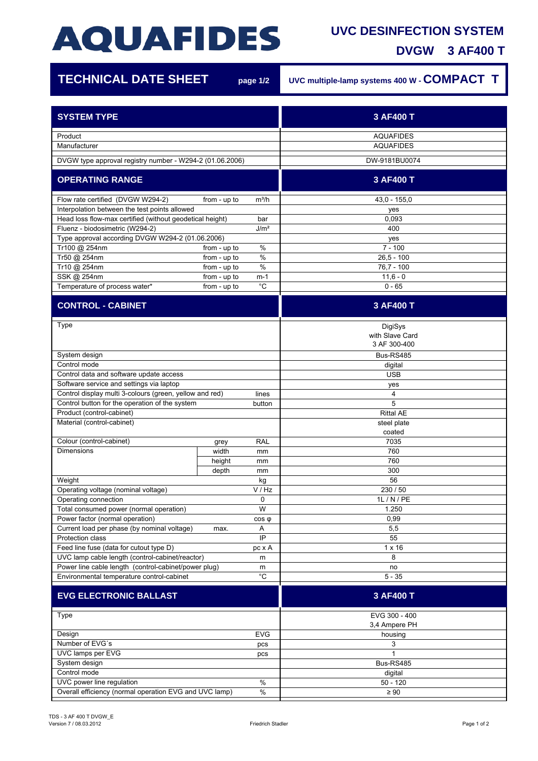# AQUAFIDES

## UVC DESINFECTION SYSTEM

## DVGW 3 AF400 T

## TECHNICAL DATE SHEET

page 1/2

UVC multiple-lamp systems 400 W - **COMPACT T**

| SYSTEM TYPE | | | 3 AF400 T |
|---|---|---|---|
| Product | | | AQUAFIDES |
| Manufacturer | | | AQUAFIDES |
| DVGW type approval registry number - W294-2 (01.06.2006) | | | DW-9181BU0074 |

| OPERATING RANGE | | | 3 AF400 T |
|---|---|---|---|
| Flow rate certified (DVGW W294-2) | from - up to | m³/h | 43,0 - 155,0 |
| Interpolation between the test points allowed | | | yes |
| Head loss flow-max certified (without geodetical height) | | bar | 0,093 |
| Fluenz - biodosimetric (W294-2) | | J/m² | 400 |
| Type approval according DVGW W294-2 (01.06.2006) | | | yes |
| Tr100 @ 254nm | from - up to | % | 7 - 100 |
| Tr50 @ 254nm | from - up to | % | 26,5 - 100 |
| Tr10 @ 254nm | from - up to | % | 76,7 - 100 |
| SSK @ 254nm | from - up to | m-1 | 11,6 - 0 |
| Temperature of process water* | from - up to | °C | 0 - 65 |

| CONTROL - CABINET | | | 3 AF400 T |
|---|---|---|---|
| Type | | | DigiSys<br>with Slave Card<br>3 AF 300-400 |
| System design | | | Bus-RS485 |
| Control mode | | | digital |
| Control data and software update access | | | USB |
| Software service and settings via laptop | | | yes |
| Control display multi 3-colours (green, yellow and red) | | lines | 4 |
| Control button for the operation of the system | | button | 5 |
| Product (control-cabinet) | | | Rittal AE |
| Material (control-cabinet) | | | steel plate<br>coated |
| Colour (control-cabinet) | grey | RAL | 7035 |
| Dimensions | width | mm | 760 |
| | height | mm | 760 |
| | depth | mm | 300 |
| Weight | | kg | 56 |
| Operating voltage (nominal voltage) | | V / Hz | 230 / 50 |
| Operating connection | | 0 | 1L / N / PE |
| Total consumed power (normal operation) | | W | 1.250 |
| Power factor (normal operation) | | cos φ | 0,99 |
| Current load per phase (by nominal voltage) | max. | A | 5,5 |
| Protection class | | IP | 55 |
| Feed line fuse (data for cutout type D) | | pc x A | 1 x 16 |
| UVC lamp cable length (control-cabinet/reactor) | | m | 8 |
| Power line cable length (control-cabinet/power plug) | | m | no |
| Environmental temperature control-cabinet | | °C | 5 - 35 |

| EVG ELECTRONIC BALLAST | | | 3 AF400 T |
|---|---|---|---|
| Type | | | EVG 300 - 400<br>3,4 Ampere PH |
| Design | | EVG | housing |
| Number of EVG´s | | pcs | 3 |
| UVC lamps per EVG | | pcs | 1 |
| System design | | | Bus-RS485 |
| Control mode | | | digital |
| UVC power line regulation | | % | 50 - 120 |
| Overall efficiency (normal operation EVG and UVC lamp) | | % | ≥ 90 |

TDS - 3 AF 400 T DVGW_E
Version 7 / 08.03.2012

Friedrich Stadler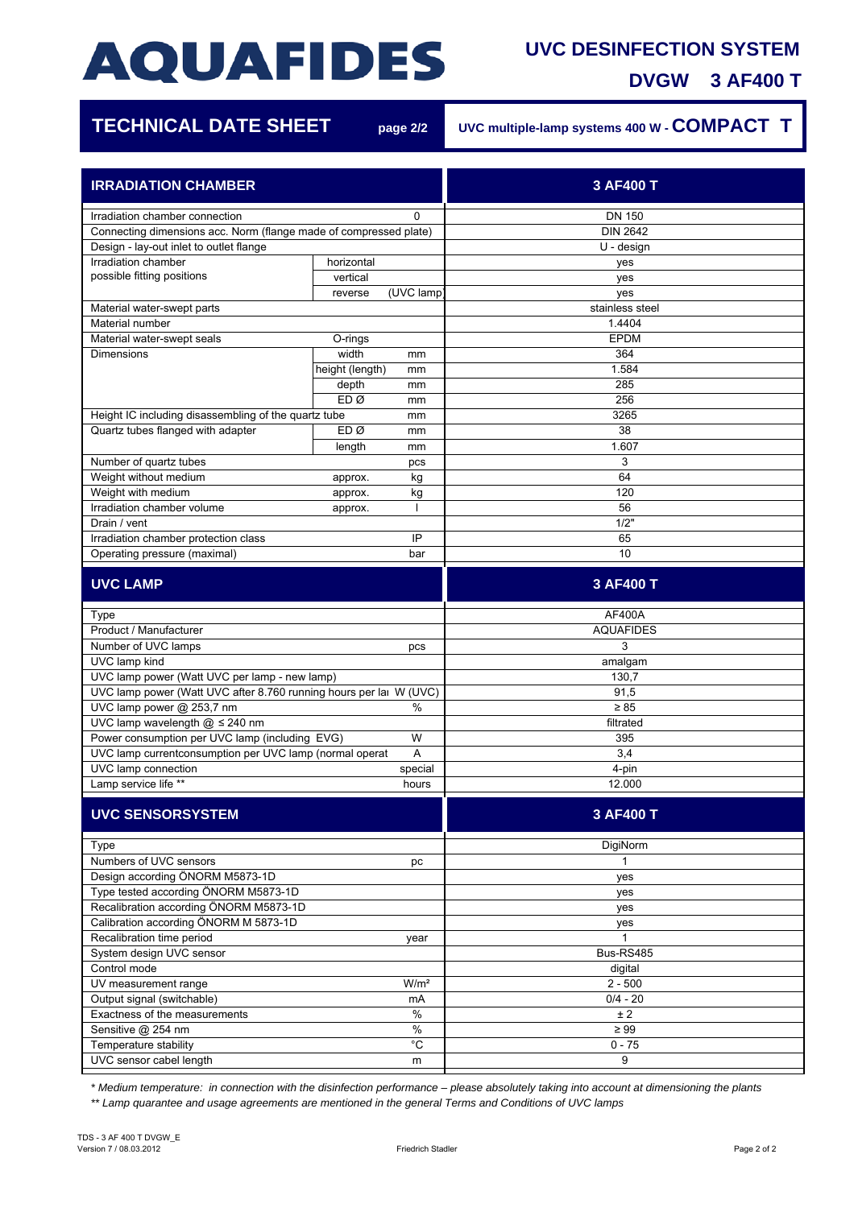# AQUAFIDES

## UVC DESINFECTION SYSTEM

## DVGW 3 AF400 T

## TECHNICAL DATE SHEET

page 2/2

UVC multiple-lamp systems 400 W - **COMPACT T**

| IRRADIATION CHAMBER | | | 3 AF400 T |
|---|---|---|---|
| Irradiation chamber connection | | 0 | DN 150 |
| Connecting dimensions acc. Norm (flange made of compressed plate) | | | DIN 2642 |
| Design - lay-out inlet to outlet flange | | | U - design |
| Irradiation chamber possible fitting positions | horizontal | | yes |
| | vertical | | yes |
| | reverse | (UVC lamp) | yes |
| Material water-swept parts | | | stainless steel |
| Material number | | | 1.4404 |
| Material water-swept seals | O-rings | | EPDM |
| Dimensions | width | mm | 364 |
| | height (length) | mm | 1.584 |
| | depth | mm | 285 |
| | ED Ø | mm | 256 |
| Height IC including disassembling of the quartz tube | | mm | 3265 |
| Quartz tubes flanged with adapter | ED Ø | mm | 38 |
| | length | mm | 1.607 |
| Number of quartz tubes | | pcs | 3 |
| Weight without medium | approx. | kg | 64 |
| Weight with medium | approx. | kg | 120 |
| Irradiation chamber volume | approx. | l | 56 |
| Drain / vent | | | 1/2" |
| Irradiation chamber protection class | | IP | 65 |
| Operating pressure (maximal) | | bar | 10 |

| UVC LAMP | | 3 AF400 T |
|---|---|---|
| Type | | AF400A |
| Product / Manufacturer | | AQUAFIDES |
| Number of UVC lamps | pcs | 3 |
| UVC lamp kind | | amalgam |
| UVC lamp power (Watt UVC per lamp - new lamp) | | 130,7 |
| UVC lamp power (Watt UVC after 8.760 running hours per lai | W (UVC) | 91,5 |
| UVC lamp power @ 253,7 nm | % | ≥ 85 |
| UVC lamp wavelength @ ≤ 240 nm | | filtrated |
| Power consumption per UVC lamp (including EVG) | W | 395 |
| UVC lamp currentconsumption per UVC lamp (normal operat | A | 3,4 |
| UVC lamp connection | special | 4-pin |
| Lamp service life ** | hours | 12.000 |

| UVC SENSORSYSTEM | | 3 AF400 T |
|---|---|---|
| Type | | DigiNorm |
| Numbers of UVC sensors | pc | 1 |
| Design according ÖNORM M5873-1D | | yes |
| Type tested according ÖNORM M5873-1D | | yes |
| Recalibration according ÖNORM M5873-1D | | yes |
| Calibration according ÖNORM M 5873-1D | | yes |
| Recalibration time period | year | 1 |
| System design UVC sensor | | Bus-RS485 |
| Control mode | | digital |
| UV measurement range | W/m² | 2 - 500 |
| Output signal (switchable) | mA | 0/4 - 20 |
| Exactness of the measurements | % | ± 2 |
| Sensitive @ 254 nm | % | ≥ 99 |
| Temperature stability | °C | 0 - 75 |
| UVC sensor cabel length | m | 9 |

*\* Medium temperature: in connection with the disinfection performance – please absolutely taking into account at dimensioning the plants*

*\*\* Lamp quarantee and usage agreements are mentioned in the general Terms and Conditions of UVC lamps*

TDS - 3 AF 400 T DVGW_E
Version 7 / 08.03.2012

Friedrich Stadler